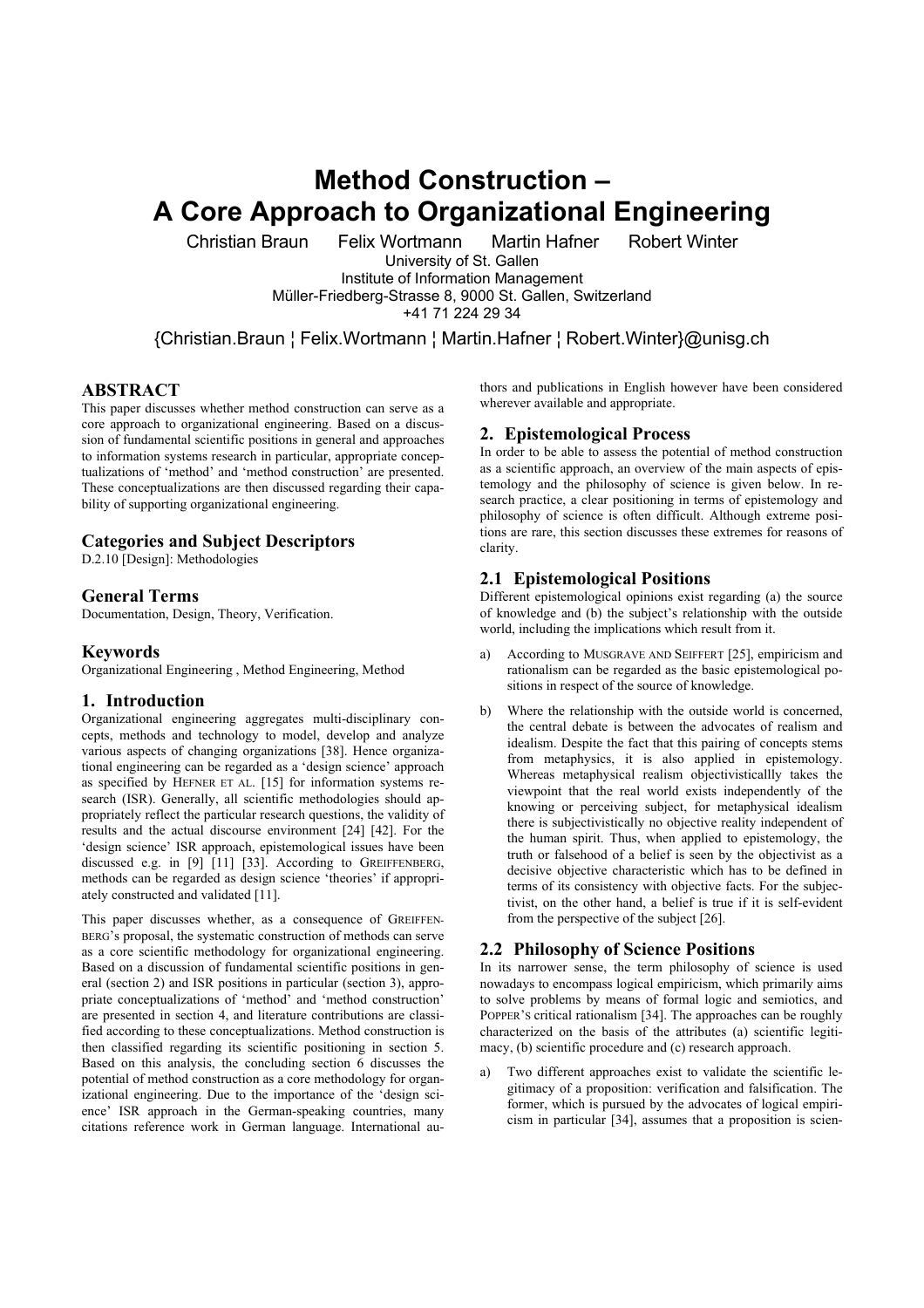# Method Construction – A Core Approach to Organizational Engineering

Christian Braun Felix Wortmann Martin Hafner Robert Winter

University of St. Gallen
Institute of Information Management
Müller-Friedberg-Strasse 8, 9000 St. Gallen, Switzerland
+41 71 224 29 34

{Christian.Braun ¦ Felix.Wortmann ¦ Martin.Hafner ¦ Robert.Winter}@unisg.ch

## ABSTRACT

This paper discusses whether method construction can serve as a core approach to organizational engineering. Based on a discussion of fundamental scientific positions in general and approaches to information systems research in particular, appropriate conceptualizations of 'method' and 'method construction' are presented. These conceptualizations are then discussed regarding their capability of supporting organizational engineering.

### Categories and Subject Descriptors

D.2.10 [Design]: Methodologies

### General Terms

Documentation, Design, Theory, Verification.

### Keywords

Organizational Engineering , Method Engineering, Method

## 1. Introduction

Organizational engineering aggregates multi-disciplinary concepts, methods and technology to model, develop and analyze various aspects of changing organizations [38]. Hence organizational engineering can be regarded as a 'design science' approach as specified by HEFNER ET AL. [15] for information systems research (ISR). Generally, all scientific methodologies should appropriately reflect the particular research questions, the validity of results and the actual discourse environment [24] [42]. For the 'design science' ISR approach, epistemological issues have been discussed e.g. in [9] [11] [33]. According to GREIFFENBERG, methods can be regarded as design science 'theories' if appropriately constructed and validated [11].

This paper discusses whether, as a consequence of GREIFFENBERG's proposal, the systematic construction of methods can serve as a core scientific methodology for organizational engineering. Based on a discussion of fundamental scientific positions in general (section 2) and ISR positions in particular (section 3), appropriate conceptualizations of 'method' and 'method construction' are presented in section 4, and literature contributions are classified according to these conceptualizations. Method construction is then classified regarding its scientific positioning in section 5. Based on this analysis, the concluding section 6 discusses the potential of method construction as a core methodology for organizational engineering. Due to the importance of the 'design science' ISR approach in the German-speaking countries, many citations reference work in German language. International authors and publications in English however have been considered wherever available and appropriate.

## 2. Epistemological Process

In order to be able to assess the potential of method construction as a scientific approach, an overview of the main aspects of epistemology and the philosophy of science is given below. In research practice, a clear positioning in terms of epistemology and philosophy of science is often difficult. Although extreme positions are rare, this section discusses these extremes for reasons of clarity.

### 2.1 Epistemological Positions

Different epistemological opinions exist regarding (a) the source of knowledge and (b) the subject's relationship with the outside world, including the implications which result from it.

a) According to MUSGRAVE AND SEIFFERT [25], empiricism and rationalism can be regarded as the basic epistemological positions in respect of the source of knowledge.

b) Where the relationship with the outside world is concerned, the central debate is between the advocates of realism and idealism. Despite the fact that this pairing of concepts stems from metaphysics, it is also applied in epistemology. Whereas metaphysical realism objectivisticallly takes the viewpoint that the real world exists independently of the knowing or perceiving subject, for metaphysical idealism there is subjectivistically no objective reality independent of the human spirit. Thus, when applied to epistemology, the truth or falsehood of a belief is seen by the objectivist as a decisive objective characteristic which has to be defined in terms of its consistency with objective facts. For the subjectivist, on the other hand, a belief is true if it is self-evident from the perspective of the subject [26].

### 2.2 Philosophy of Science Positions

In its narrower sense, the term philosophy of science is used nowadays to encompass logical empiricism, which primarily aims to solve problems by means of formal logic and semiotics, and POPPER'S critical rationalism [34]. The approaches can be roughly characterized on the basis of the attributes (a) scientific legitimacy, (b) scientific procedure and (c) research approach.

a) Two different approaches exist to validate the scientific legitimacy of a proposition: verification and falsification. The former, which is pursued by the advocates of logical empiricism in particular [34], assumes that a proposition is scien-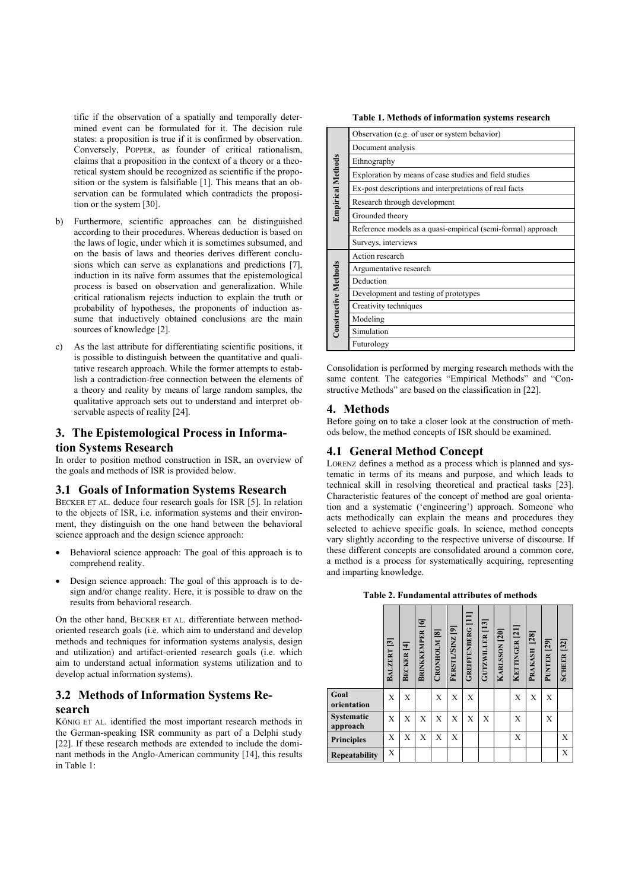tific if the observation of a spatially and temporally determined event can be formulated for it. The decision rule states: a proposition is true if it is confirmed by observation. Conversely, POPPER, as founder of critical rationalism, claims that a proposition in the context of a theory or a theoretical system should be recognized as scientific if the proposition or the system is falsifiable [1]. This means that an observation can be formulated which contradicts the proposition or the system [30].

b) Furthermore, scientific approaches can be distinguished according to their procedures. Whereas deduction is based on the laws of logic, under which it is sometimes subsumed, and on the basis of laws and theories derives different conclusions which can serve as explanations and predictions [7], induction in its naïve form assumes that the epistemological process is based on observation and generalization. While critical rationalism rejects induction to explain the truth or probability of hypotheses, the proponents of induction assume that inductively obtained conclusions are the main sources of knowledge [2].

c) As the last attribute for differentiating scientific positions, it is possible to distinguish between the quantitative and qualitative research approach. While the former attempts to establish a contradiction-free connection between the elements of a theory and reality by means of large random samples, the qualitative approach sets out to understand and interpret observable aspects of reality [24].

## 3. The Epistemological Process in Information Systems Research

In order to position method construction in ISR, an overview of the goals and methods of ISR is provided below.

### 3.1 Goals of Information Systems Research

BECKER ET AL. deduce four research goals for ISR [5]. In relation to the objects of ISR, i.e. information systems and their environment, they distinguish on the one hand between the behavioral science approach and the design science approach:

- Behavioral science approach: The goal of this approach is to comprehend reality.
- Design science approach: The goal of this approach is to design and/or change reality. Here, it is possible to draw on the results from behavioral research.

On the other hand, BECKER ET AL. differentiate between method-oriented research goals (i.e. which aim to understand and develop methods and techniques for information systems analysis, design and utilization) and artifact-oriented research goals (i.e. which aim to understand actual information systems utilization and to develop actual information systems).

### 3.2 Methods of Information Systems Research

KÖNIG ET AL. identified the most important research methods in the German-speaking ISR community as part of a Delphi study [22]. If these research methods are extended to include the dominant methods in the Anglo-American community [14], this results in Table 1:

**Table 1. Methods of information systems research**

| Category | Method |
|---|---|
| Empirical Methods | Observation (e.g. of user or system behavior) |
| | Document analysis |
| | Ethnography |
| | Exploration by means of case studies and field studies |
| | Ex-post descriptions and interpretations of real facts |
| | Research through development |
| | Grounded theory |
| | Reference models as a quasi-empirical (semi-formal) approach |
| | Surveys, interviews |
| Constructive Methods | Action research |
| | Argumentative research |
| | Deduction |
| | Development and testing of prototypes |
| | Creativity techniques |
| | Modeling |
| | Simulation |
| | Futurology |

Consolidation is performed by merging research methods with the same content. The categories "Empirical Methods" and "Constructive Methods" are based on the classification in [22].

## 4. Methods

Before going on to take a closer look at the construction of methods below, the method concepts of ISR should be examined.

### 4.1 General Method Concept

LORENZ defines a method as a process which is planned and systematic in terms of its means and purpose, and which leads to technical skill in resolving theoretical and practical tasks [23]. Characteristic features of the concept of method are goal orientation and a systematic ('engineering') approach. Someone who acts methodically can explain the means and procedures they selected to achieve specific goals. In science, method concepts vary slightly according to the respective universe of discourse. If these different concepts are consolidated around a common core, a method is a process for systematically acquiring, representing and imparting knowledge.

**Table 2. Fundamental attributes of methods**

| | BALZERT [3] | BECKER [4] | BRINKKEMPER [6] | CRONHOLM [8] | FERSTL/SINZ [9] | GREIFFENBERG [11] | GUTZWILLER [13] | KARLSSON [20] | KETTINGER [21] | PRAKASH [28] | PUNTER [29] | SCHEER [32] |
|---|---|---|---|---|---|---|---|---|---|---|---|---|
| **Goal orientation** | X | X | | X | X | X | | | X | X | X | |
| **Systematic approach** | X | X | X | X | X | X | X | | X | | X | |
| **Principles** | X | X | X | X | X | | | | X | | | X |
| **Repeatability** | X | | | | | | | | | | | X |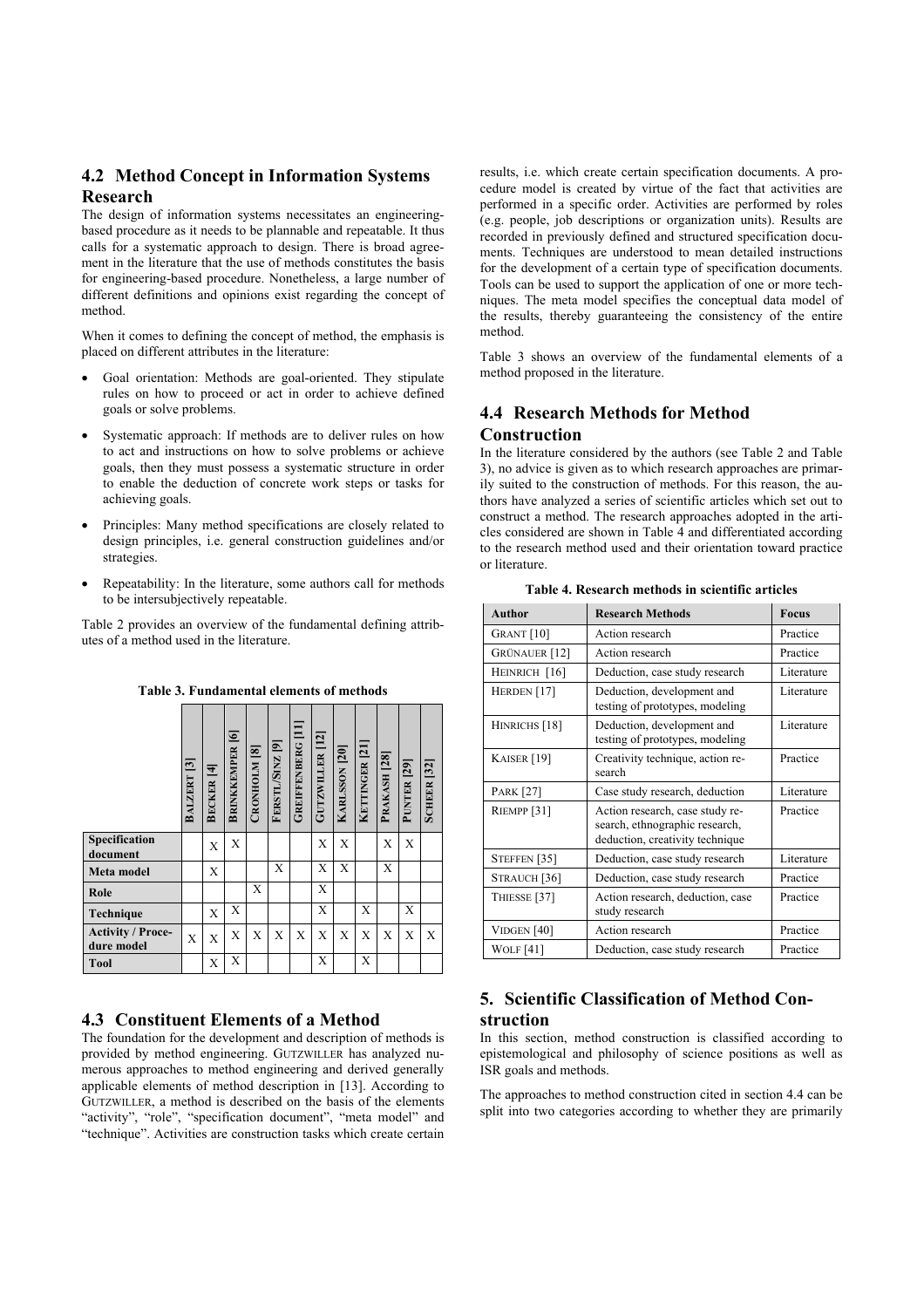## 4.2 Method Concept in Information Systems Research

The design of information systems necessitates an engineering-based procedure as it needs to be plannable and repeatable. It thus calls for a systematic approach to design. There is broad agreement in the literature that the use of methods constitutes the basis for engineering-based procedure. Nonetheless, a large number of different definitions and opinions exist regarding the concept of method.

When it comes to defining the concept of method, the emphasis is placed on different attributes in the literature:

- Goal orientation: Methods are goal-oriented. They stipulate rules on how to proceed or act in order to achieve defined goals or solve problems.
- Systematic approach: If methods are to deliver rules on how to act and instructions on how to solve problems or achieve goals, then they must possess a systematic structure in order to enable the deduction of concrete work steps or tasks for achieving goals.
- Principles: Many method specifications are closely related to design principles, i.e. general construction guidelines and/or strategies.
- Repeatability: In the literature, some authors call for methods to be intersubjectively repeatable.

Table 2 provides an overview of the fundamental defining attributes of a method used in the literature.

**Table 3. Fundamental elements of methods**

| | BALZERT [3] | BECKER [4] | BRINKKEMPER [6] | CRONHOLM [8] | FERSTL/SINZ [9] | GREIFFENBERG [11] | GUTZWILLER [12] | KARLSSON [20] | KETTINGER [21] | PRAKASH [28] | PUNTER [29] | SCHEER [32] |
|---|---|---|---|---|---|---|---|---|---|---|---|---|
| **Specification document** | | X | X | | | | X | X | | X | X | |
| **Meta model** | | X | | | X | | X | X | | X | | |
| **Role** | | | | X | | | X | | | | | |
| **Technique** | | X | X | | | | X | | X | | X | |
| **Activity / Procedure model** | X | X | X | X | X | X | X | X | X | X | X | X |
| **Tool** | | X | X | | | | X | | X | | | |

## 4.3 Constituent Elements of a Method

The foundation for the development and description of methods is provided by method engineering. GUTZWILLER has analyzed numerous approaches to method engineering and derived generally applicable elements of method description in [13]. According to GUTZWILLER, a method is described on the basis of the elements "activity", "role", "specification document", "meta model" and "technique". Activities are construction tasks which create certain results, i.e. which create certain specification documents. A procedure model is created by virtue of the fact that activities are performed in a specific order. Activities are performed by roles (e.g. people, job descriptions or organization units). Results are recorded in previously defined and structured specification documents. Techniques are understood to mean detailed instructions for the development of a certain type of specification documents. Tools can be used to support the application of one or more techniques. The meta model specifies the conceptual data model of the results, thereby guaranteeing the consistency of the entire method.

Table 3 shows an overview of the fundamental elements of a method proposed in the literature.

## 4.4 Research Methods for Method Construction

In the literature considered by the authors (see Table 2 and Table 3), no advice is given as to which research approaches are primarily suited to the construction of methods. For this reason, the authors have analyzed a series of scientific articles which set out to construct a method. The research approaches adopted in the articles considered are shown in Table 4 and differentiated according to the research method used and their orientation toward practice or literature.

**Table 4. Research methods in scientific articles**

| Author | Research Methods | Focus |
|---|---|---|
| GRANT [10] | Action research | Practice |
| GRÜNAUER [12] | Action research | Practice |
| HEINRICH [16] | Deduction, case study research | Literature |
| HERDEN [17] | Deduction, development and testing of prototypes, modeling | Literature |
| HINRICHS [18] | Deduction, development and testing of prototypes, modeling | Literature |
| KAISER [19] | Creativity technique, action research | Practice |
| PARK [27] | Case study research, deduction | Literature |
| RIEMPP [31] | Action research, case study research, ethnographic research, deduction, creativity technique | Practice |
| STEFFEN [35] | Deduction, case study research | Literature |
| STRAUCH [36] | Deduction, case study research | Practice |
| THIESSE [37] | Action research, deduction, case study research | Practice |
| VIDGEN [40] | Action research | Practice |
| WOLF [41] | Deduction, case study research | Practice |

## 5. Scientific Classification of Method Construction

In this section, method construction is classified according to epistemological and philosophy of science positions as well as ISR goals and methods.

The approaches to method construction cited in section 4.4 can be split into two categories according to whether they are primarily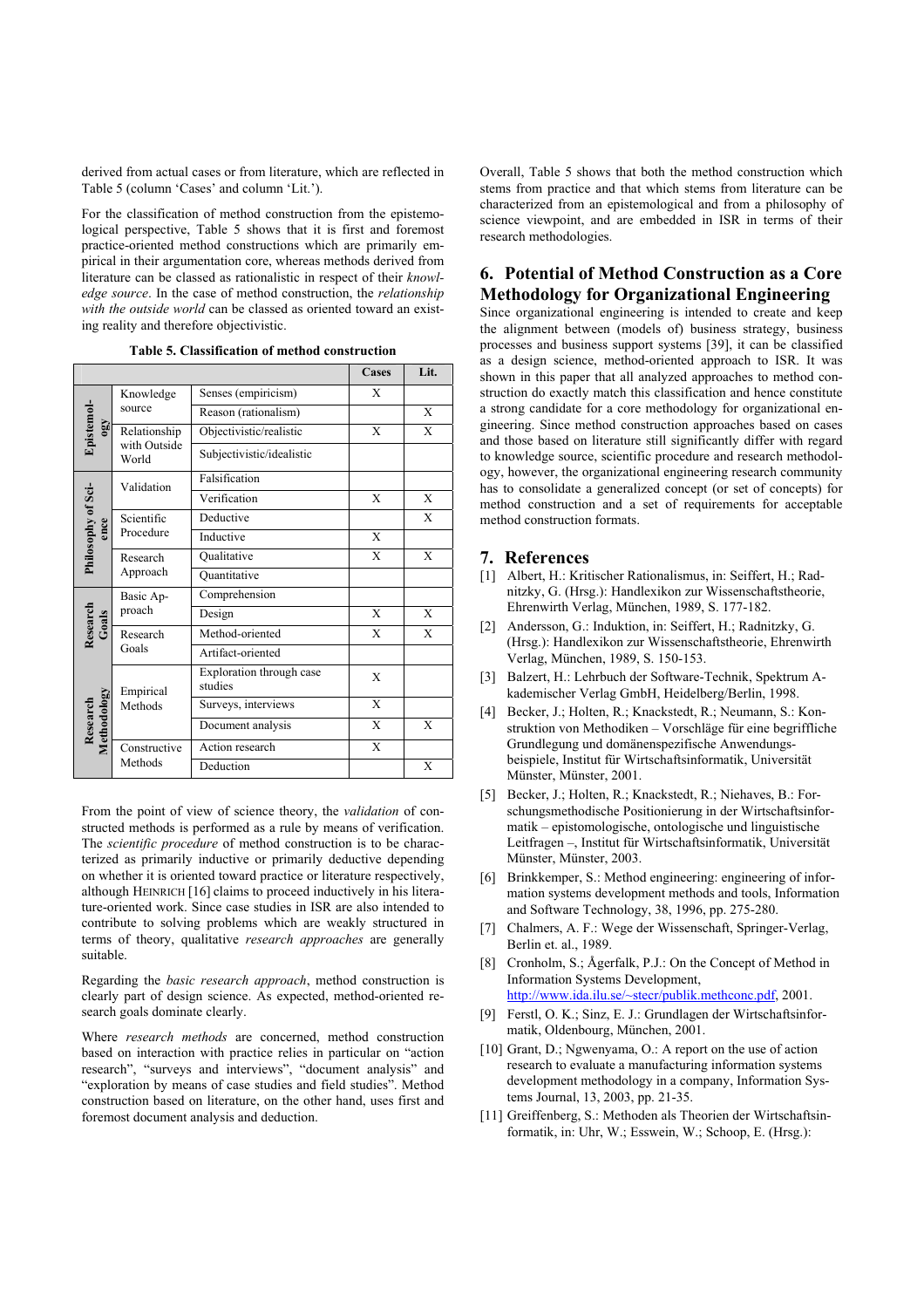derived from actual cases or from literature, which are reflected in Table 5 (column 'Cases' and column 'Lit.').

For the classification of method construction from the epistemological perspective, Table 5 shows that it is first and foremost practice-oriented method constructions which are primarily empirical in their argumentation core, whereas methods derived from literature can be classed as rationalistic in respect of their *knowledge source*. In the case of method construction, the *relationship with the outside world* can be classed as oriented toward an existing reality and therefore objectivistic.

**Table 5. Classification of method construction**

| | | | Cases | Lit. |
|---|---|---|---|---|
| Epistemology | Knowledge source | Senses (empiricism) | X | |
| | | Reason (rationalism) | | X |
| | Relationship with Outside World | Objectivistic/realistic | X | X |
| | | Subjectivistic/idealistic | | |
| Philosophy of Science | Validation | Falsification | | |
| | | Verification | X | X |
| | Scientific Procedure | Deductive | | X |
| | | Inductive | X | |
| | Research Approach | Qualitative | X | X |
| | | Quantitative | | |
| Research Goals | Basic Approach | Comprehension | | |
| | | Design | X | X |
| | Research Goals | Method-oriented | X | X |
| | | Artifact-oriented | | |
| Research Methodology | Empirical Methods | Exploration through case studies | X | |
| | | Surveys, interviews | X | |
| | | Document analysis | X | X |
| | Constructive Methods | Action research | X | |
| | | Deduction | | X |

From the point of view of science theory, the *validation* of constructed methods is performed as a rule by means of verification. The *scientific procedure* of method construction is to be characterized as primarily inductive or primarily deductive depending on whether it is oriented toward practice or literature respectively, although HEINRICH [16] claims to proceed inductively in his literature-oriented work. Since case studies in ISR are also intended to contribute to solving problems which are weakly structured in terms of theory, qualitative *research approaches* are generally suitable.

Regarding the *basic research approach*, method construction is clearly part of design science. As expected, method-oriented research goals dominate clearly.

Where *research methods* are concerned, method construction based on interaction with practice relies in particular on "action research", "surveys and interviews", "document analysis" and "exploration by means of case studies and field studies". Method construction based on literature, on the other hand, uses first and foremost document analysis and deduction.

Overall, Table 5 shows that both the method construction which stems from practice and that which stems from literature can be characterized from an epistemological and from a philosophy of science viewpoint, and are embedded in ISR in terms of their research methodologies.

## 6. Potential of Method Construction as a Core Methodology for Organizational Engineering

Since organizational engineering is intended to create and keep the alignment between (models of) business strategy, business processes and business support systems [39], it can be classified as a design science, method-oriented approach to ISR. It was shown in this paper that all analyzed approaches to method construction do exactly match this classification and hence constitute a strong candidate for a core methodology for organizational engineering. Since method construction approaches based on cases and those based on literature still significantly differ with regard to knowledge source, scientific procedure and research methodology, however, the organizational engineering research community has to consolidate a generalized concept (or set of concepts) for method construction and a set of requirements for acceptable method construction formats.

## 7. References

[1] Albert, H.: Kritischer Rationalismus, in: Seiffert, H.; Radnitzky, G. (Hrsg.): Handlexikon zur Wissenschaftstheorie, Ehrenwirth Verlag, München, 1989, S. 177-182.

[2] Andersson, G.: Induktion, in: Seiffert, H.; Radnitzky, G. (Hrsg.): Handlexikon zur Wissenschaftstheorie, Ehrenwirth Verlag, München, 1989, S. 150-153.

[3] Balzert, H.: Lehrbuch der Software-Technik, Spektrum Akademischer Verlag GmbH, Heidelberg/Berlin, 1998.

[4] Becker, J.; Holten, R.; Knackstedt, R.; Neumann, S.: Konstruktion von Methodiken – Vorschläge für eine begriffliche Grundlegung und domänenspezifische Anwendungsbeispiele, Institut für Wirtschaftsinformatik, Universität Münster, Münster, 2001.

[5] Becker, J.; Holten, R.; Knackstedt, R.; Niehaves, B.: Forschungsmethodische Positionierung in der Wirtschaftsinformatik – epistomologische, ontologische und linguistische Leitfragen –, Institut für Wirtschaftsinformatik, Universität Münster, Münster, 2003.

[6] Brinkkemper, S.: Method engineering: engineering of information systems development methods and tools, Information and Software Technology, 38, 1996, pp. 275-280.

[7] Chalmers, A. F.: Wege der Wissenschaft, Springer-Verlag, Berlin et. al., 1989.

[8] Cronholm, S.; Ågerfalk, P.J.: On the Concept of Method in Information Systems Development, http://www.ida.ilu.se/~stecr/publik.methconc.pdf, 2001.

[9] Ferstl, O. K.; Sinz, E. J.: Grundlagen der Wirtschaftsinformatik, Oldenbourg, München, 2001.

[10] Grant, D.; Ngwenyama, O.: A report on the use of action research to evaluate a manufacturing information systems development methodology in a company, Information Systems Journal, 13, 2003, pp. 21-35.

[11] Greiffenberg, S.: Methoden als Theorien der Wirtschaftsinformatik, in: Uhr, W.; Esswein, W.; Schoop, E. (Hrsg.):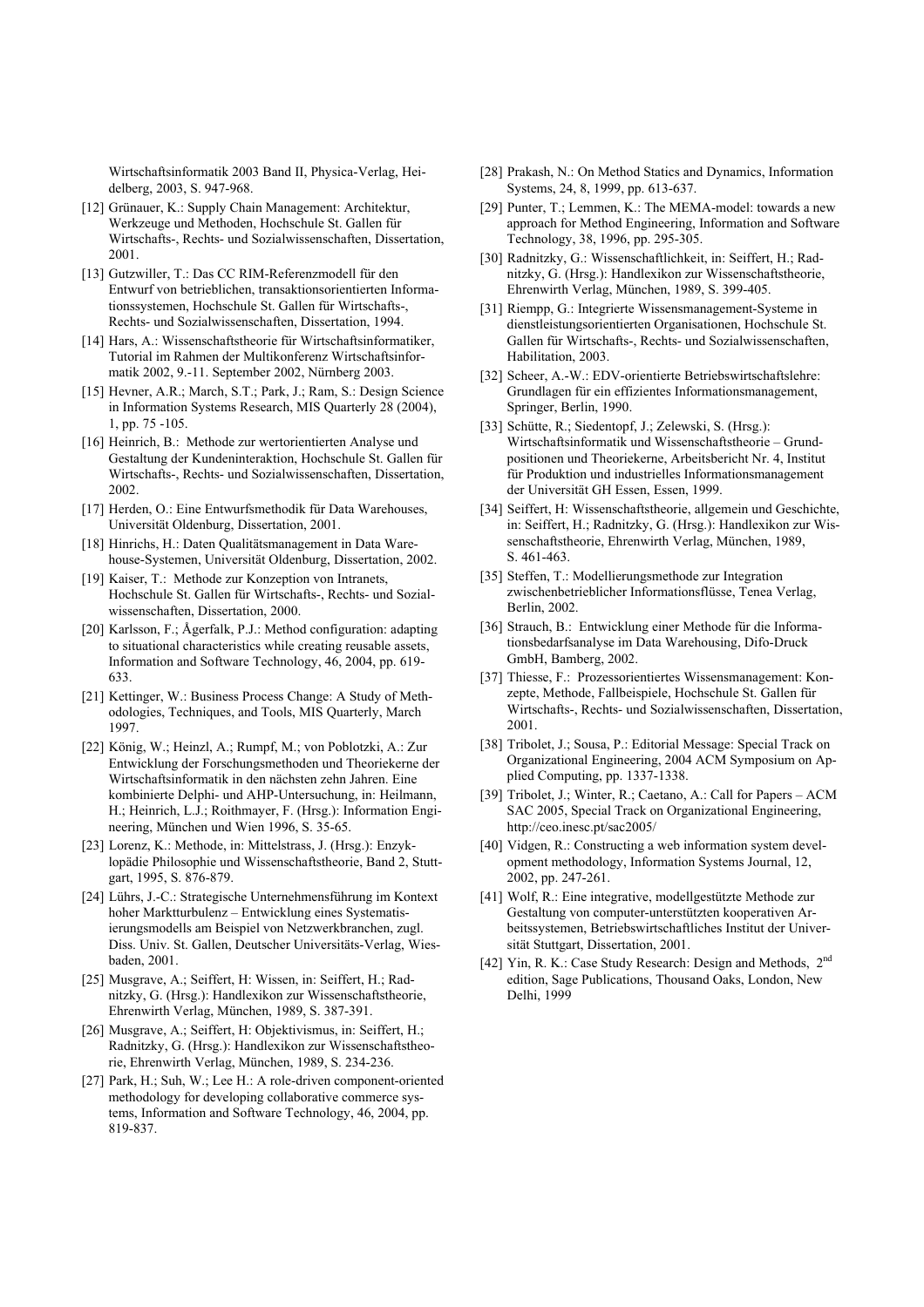Wirtschaftsinformatik 2003 Band II, Physica-Verlag, Heidelberg, 2003, S. 947-968.

[12] Grünauer, K.: Supply Chain Management: Architektur, Werkzeuge und Methoden, Hochschule St. Gallen für Wirtschafts-, Rechts- und Sozialwissenschaften, Dissertation, 2001.

[13] Gutzwiller, T.: Das CC RIM-Referenzmodell für den Entwurf von betrieblichen, transaktionsorientierten Informationssystemen, Hochschule St. Gallen für Wirtschafts-, Rechts- und Sozialwissenschaften, Dissertation, 1994.

[14] Hars, A.: Wissenschaftstheorie für Wirtschaftsinformatiker, Tutorial im Rahmen der Multikonferenz Wirtschaftsinformatik 2002, 9.-11. September 2002, Nürnberg 2003.

[15] Hevner, A.R.; March, S.T.; Park, J.; Ram, S.: Design Science in Information Systems Research, MIS Quarterly 28 (2004), 1, pp. 75 -105.

[16] Heinrich, B.: Methode zur wertorientierten Analyse und Gestaltung der Kundeninteraktion, Hochschule St. Gallen für Wirtschafts-, Rechts- und Sozialwissenschaften, Dissertation, 2002.

[17] Herden, O.: Eine Entwurfsmethodik für Data Warehouses, Universität Oldenburg, Dissertation, 2001.

[18] Hinrichs, H.: Daten Qualitätsmanagement in Data Warehouse-Systemen, Universität Oldenburg, Dissertation, 2002.

[19] Kaiser, T.: Methode zur Konzeption von Intranets, Hochschule St. Gallen für Wirtschafts-, Rechts- und Sozialwissenschaften, Dissertation, 2000.

[20] Karlsson, F.; Ågerfalk, P.J.: Method configuration: adapting to situational characteristics while creating reusable assets, Information and Software Technology, 46, 2004, pp. 619-633.

[21] Kettinger, W.: Business Process Change: A Study of Methodologies, Techniques, and Tools, MIS Quarterly, March 1997.

[22] König, W.; Heinzl, A.; Rumpf, M.; von Poblotzki, A.: Zur Entwicklung der Forschungsmethoden und Theoriekerne der Wirtschaftsinformatik in den nächsten zehn Jahren. Eine kombinierte Delphi- und AHP-Untersuchung, in: Heilmann, H.; Heinrich, L.J.; Roithmayer, F. (Hrsg.): Information Engineering, München und Wien 1996, S. 35-65.

[23] Lorenz, K.: Methode, in: Mittelstrass, J. (Hrsg.): Enzyklopädie Philosophie und Wissenschaftstheorie, Band 2, Stuttgart, 1995, S. 876-879.

[24] Lührs, J.-C.: Strategische Unternehmensführung im Kontext hoher Marktturbulenz – Entwicklung eines Systematisierungsmodells am Beispiel von Netzwerkbranchen, zugl. Diss. Univ. St. Gallen, Deutscher Universitäts-Verlag, Wiesbaden, 2001.

[25] Musgrave, A.; Seiffert, H: Wissen, in: Seiffert, H.; Radnitzky, G. (Hrsg.): Handlexikon zur Wissenschaftstheorie, Ehrenwirth Verlag, München, 1989, S. 387-391.

[26] Musgrave, A.; Seiffert, H: Objektivismus, in: Seiffert, H.; Radnitzky, G. (Hrsg.): Handlexikon zur Wissenschaftstheorie, Ehrenwirth Verlag, München, 1989, S. 234-236.

[27] Park, H.; Suh, W.; Lee H.: A role-driven component-oriented methodology for developing collaborative commerce systems, Information and Software Technology, 46, 2004, pp. 819-837.

[28] Prakash, N.: On Method Statics and Dynamics, Information Systems, 24, 8, 1999, pp. 613-637.

[29] Punter, T.; Lemmen, K.: The MEMA-model: towards a new approach for Method Engineering, Information and Software Technology, 38, 1996, pp. 295-305.

[30] Radnitzky, G.: Wissenschaftlichkeit, in: Seiffert, H.; Radnitzky, G. (Hrsg.): Handlexikon zur Wissenschaftstheorie, Ehrenwirth Verlag, München, 1989, S. 399-405.

[31] Riempp, G.: Integrierte Wissensmanagement-Systeme in dienstleistungsorientierten Organisationen, Hochschule St. Gallen für Wirtschafts-, Rechts- und Sozialwissenschaften, Habilitation, 2003.

[32] Scheer, A.-W.: EDV-orientierte Betriebswirtschaftslehre: Grundlagen für ein effizientes Informationsmanagement, Springer, Berlin, 1990.

[33] Schütte, R.; Siedentopf, J.; Zelewski, S. (Hrsg.): Wirtschaftsinformatik und Wissenschaftstheorie – Grundpositionen und Theoriekerne, Arbeitsbericht Nr. 4, Institut für Produktion und industrielles Informationsmanagement der Universität GH Essen, Essen, 1999.

[34] Seiffert, H: Wissenschaftstheorie, allgemein und Geschichte, in: Seiffert, H.; Radnitzky, G. (Hrsg.): Handlexikon zur Wissenschaftstheorie, Ehrenwirth Verlag, München, 1989, S. 461-463.

[35] Steffen, T.: Modellierungsmethode zur Integration zwischenbetrieblicher Informationsflüsse, Tenea Verlag, Berlin, 2002.

[36] Strauch, B.: Entwicklung einer Methode für die Informationsbedarfsanalyse im Data Warehousing, Difo-Druck GmbH, Bamberg, 2002.

[37] Thiesse, F.: Prozessorientiertes Wissensmanagement: Konzepte, Methode, Fallbeispiele, Hochschule St. Gallen für Wirtschafts-, Rechts- und Sozialwissenschaften, Dissertation, 2001.

[38] Tribolet, J.; Sousa, P.: Editorial Message: Special Track on Organizational Engineering, 2004 ACM Symposium on Applied Computing, pp. 1337-1338.

[39] Tribolet, J.; Winter, R.; Caetano, A.: Call for Papers – ACM SAC 2005, Special Track on Organizational Engineering, http://ceo.inesc.pt/sac2005/

[40] Vidgen, R.: Constructing a web information system development methodology, Information Systems Journal, 12, 2002, pp. 247-261.

[41] Wolf, R.: Eine integrative, modellgestützte Methode zur Gestaltung von computer-unterstützten kooperativen Arbeitssystemen, Betriebswirtschaftliches Institut der Universität Stuttgart, Dissertation, 2001.

[42] Yin, R. K.: Case Study Research: Design and Methods, 2nd edition, Sage Publications, Thousand Oaks, London, New Delhi, 1999